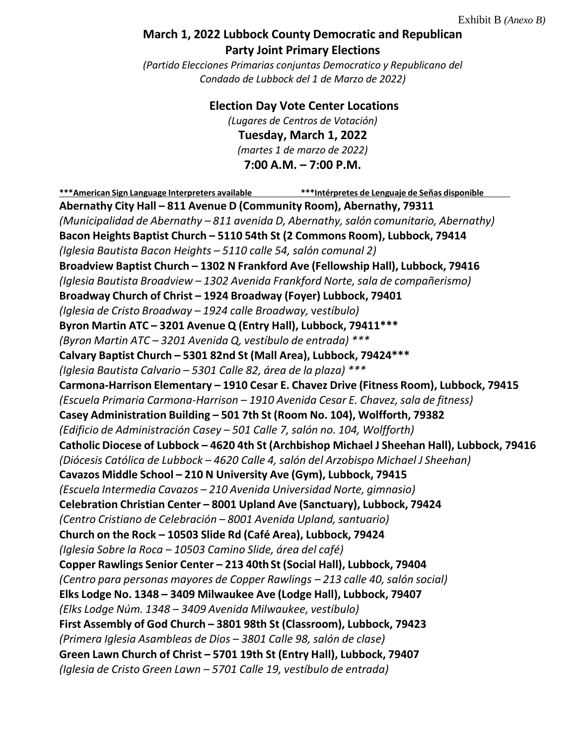Exhibit B *(Anexo B)*

# March 1, 2022 Lubbock County Democratic and Republican Party Joint Primary Elections

*(Partido Elecciones Primarias conjuntas Democratico y Republicano del Condado de Lubbock del 1 de Marzo de 2022)*

## Election Day Vote Center Locations

*(Lugares de Centros de Votación)*

**Tuesday, March 1, 2022**

*(martes 1 de marzo de 2022)*

**7:00 A.M. – 7:00 P.M.**

**\*\*\*American Sign Language Interpreters available** **\*\*\*Intérpretes de Lenguaje de Señas disponible**

**Abernathy City Hall – 811 Avenue D (Community Room), Abernathy, 79311**
*(Municipalidad de Abernathy – 811 avenida D, Abernathy, salón comunitario, Abernathy)*

**Bacon Heights Baptist Church – 5110 54th St (2 Commons Room), Lubbock, 79414**
*(Iglesia Bautista Bacon Heights – 5110 calle 54, salón comunal 2)*

**Broadview Baptist Church – 1302 N Frankford Ave (Fellowship Hall), Lubbock, 79416**
*(Iglesia Bautista Broadview – 1302 Avenida Frankford Norte, sala de compañerismo)*

**Broadway Church of Christ – 1924 Broadway (Foyer) Lubbock, 79401**
*(Iglesia de Cristo Broadway – 1924 calle Broadway, vestíbulo)*

**Byron Martin ATC – 3201 Avenue Q (Entry Hall), Lubbock, 79411\*\*\***
*(Byron Martin ATC – 3201 Avenida Q, vestíbulo de entrada) \*\*\**

**Calvary Baptist Church – 5301 82nd St (Mall Area), Lubbock, 79424\*\*\***
*(Iglesia Bautista Calvario – 5301 Calle 82, área de la plaza) \*\*\**

**Carmona-Harrison Elementary – 1910 Cesar E. Chavez Drive (Fitness Room), Lubbock, 79415**
*(Escuela Primaria Carmona-Harrison – 1910 Avenida Cesar E. Chavez, sala de fitness)*

**Casey Administration Building – 501 7th St (Room No. 104), Wolfforth, 79382**
*(Edificio de Administración Casey – 501 Calle 7, salón no. 104, Wolfforth)*

**Catholic Diocese of Lubbock – 4620 4th St (Archbishop Michael J Sheehan Hall), Lubbock, 79416**
*(Diócesis Católica de Lubbock – 4620 Calle 4, salón del Arzobispo Michael J Sheehan)*

**Cavazos Middle School – 210 N University Ave (Gym), Lubbock, 79415**
*(Escuela Intermedia Cavazos – 210 Avenida Universidad Norte, gimnasio)*

**Celebration Christian Center – 8001 Upland Ave (Sanctuary), Lubbock, 79424**
*(Centro Cristiano de Celebración – 8001 Avenida Upland, santuario)*

**Church on the Rock – 10503 Slide Rd (Café Area), Lubbock, 79424**
*(Iglesia Sobre la Roca – 10503 Camino Slide, área del café)*

**Copper Rawlings Senior Center – 213 40th St (Social Hall), Lubbock, 79404**
*(Centro para personas mayores de Copper Rawlings – 213 calle 40, salón social)*

**Elks Lodge No. 1348 – 3409 Milwaukee Ave (Lodge Hall), Lubbock, 79407**
*(Elks Lodge Núm. 1348 – 3409 Avenida Milwaukee, vestíbulo)*

**First Assembly of God Church – 3801 98th St (Classroom), Lubbock, 79423**
*(Primera Iglesia Asambleas de Dios – 3801 Calle 98, salón de clase)*

**Green Lawn Church of Christ – 5701 19th St (Entry Hall), Lubbock, 79407**
*(Iglesia de Cristo Green Lawn – 5701 Calle 19, vestíbulo de entrada)*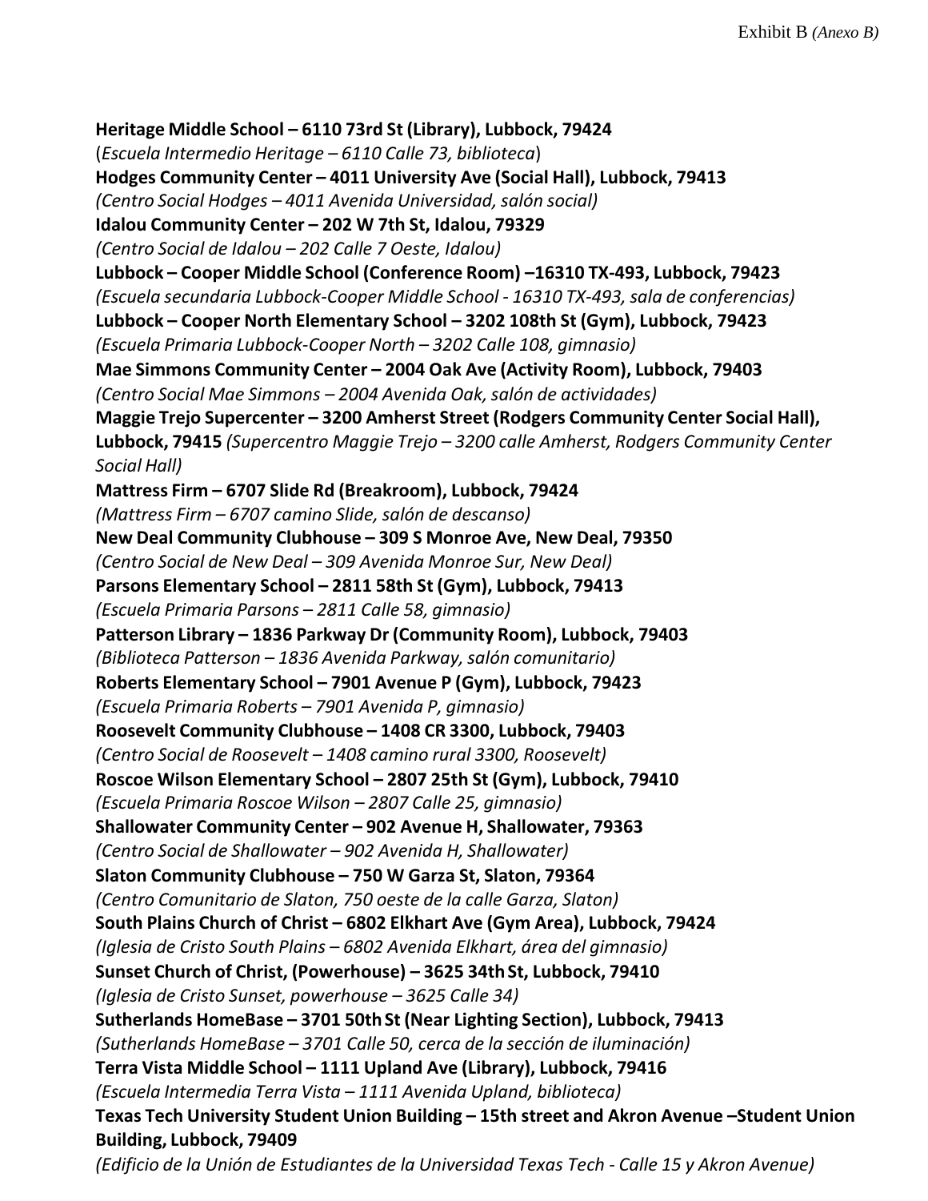Exhibit B *(Anexo B)*

**Heritage Middle School – 6110 73rd St (Library), Lubbock, 79424**
(*Escuela Intermedio Heritage – 6110 Calle 73, biblioteca*)
**Hodges Community Center – 4011 University Ave (Social Hall), Lubbock, 79413**
*(Centro Social Hodges – 4011 Avenida Universidad, salón social)*
**Idalou Community Center – 202 W 7th St, Idalou, 79329**
*(Centro Social de Idalou – 202 Calle 7 Oeste, Idalou)*
**Lubbock – Cooper Middle School (Conference Room) –16310 TX-493, Lubbock, 79423**
*(Escuela secundaria Lubbock-Cooper Middle School - 16310 TX-493, sala de conferencias)*
**Lubbock – Cooper North Elementary School – 3202 108th St (Gym), Lubbock, 79423**
*(Escuela Primaria Lubbock-Cooper North – 3202 Calle 108, gimnasio)*
**Mae Simmons Community Center – 2004 Oak Ave (Activity Room), Lubbock, 79403**
*(Centro Social Mae Simmons – 2004 Avenida Oak, salón de actividades)*
**Maggie Trejo Supercenter – 3200 Amherst Street (Rodgers Community Center Social Hall), Lubbock, 79415** *(Supercentro Maggie Trejo – 3200 calle Amherst, Rodgers Community Center Social Hall)*
**Mattress Firm – 6707 Slide Rd (Breakroom), Lubbock, 79424**
*(Mattress Firm – 6707 camino Slide, salón de descanso)*
**New Deal Community Clubhouse – 309 S Monroe Ave, New Deal, 79350**
*(Centro Social de New Deal – 309 Avenida Monroe Sur, New Deal)*
**Parsons Elementary School – 2811 58th St (Gym), Lubbock, 79413**
*(Escuela Primaria Parsons – 2811 Calle 58, gimnasio)*
**Patterson Library – 1836 Parkway Dr (Community Room), Lubbock, 79403**
*(Biblioteca Patterson – 1836 Avenida Parkway, salón comunitario)*
**Roberts Elementary School – 7901 Avenue P (Gym), Lubbock, 79423**
*(Escuela Primaria Roberts – 7901 Avenida P, gimnasio)*
**Roosevelt Community Clubhouse – 1408 CR 3300, Lubbock, 79403**
*(Centro Social de Roosevelt – 1408 camino rural 3300, Roosevelt)*
**Roscoe Wilson Elementary School – 2807 25th St (Gym), Lubbock, 79410**
*(Escuela Primaria Roscoe Wilson – 2807 Calle 25, gimnasio)*
**Shallowater Community Center – 902 Avenue H, Shallowater, 79363**
*(Centro Social de Shallowater – 902 Avenida H, Shallowater)*
**Slaton Community Clubhouse – 750 W Garza St, Slaton, 79364**
*(Centro Comunitario de Slaton, 750 oeste de la calle Garza, Slaton)*
**South Plains Church of Christ – 6802 Elkhart Ave (Gym Area), Lubbock, 79424**
*(Iglesia de Cristo South Plains – 6802 Avenida Elkhart, área del gimnasio)*
**Sunset Church of Christ, (Powerhouse) – 3625 34th St, Lubbock, 79410**
*(Iglesia de Cristo Sunset, powerhouse – 3625 Calle 34)*
**Sutherlands HomeBase – 3701 50th St (Near Lighting Section), Lubbock, 79413**
*(Sutherlands HomeBase – 3701 Calle 50, cerca de la sección de iluminación)*
**Terra Vista Middle School – 1111 Upland Ave (Library), Lubbock, 79416**
*(Escuela Intermedia Terra Vista – 1111 Avenida Upland, biblioteca)*
**Texas Tech University Student Union Building – 15th street and Akron Avenue –Student Union Building, Lubbock, 79409**
*(Edificio de la Unión de Estudiantes de la Universidad Texas Tech - Calle 15 y Akron Avenue)*